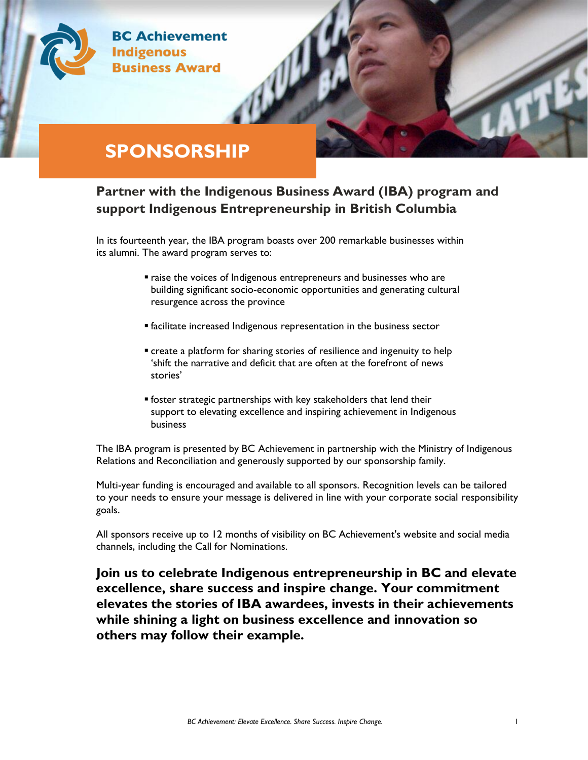BC Achievement Indigenous Business Award

# SPONSORSHIP

## Partner with the Indigenous Business Award (IBA) program and support Indigenous Entrepreneurship in British Columbia

In its fourteenth year, the IBA program boasts over 200 remarkable businesses within its alumni. The award program serves to:

- raise the voices of Indigenous entrepreneurs and businesses who are building significant socio-economic opportunities and generating cultural resurgence across the province
- facilitate increased Indigenous representation in the business sector
- create a platform for sharing stories of resilience and ingenuity to help 'shift the narrative and deficit that are often at the forefront of news stories'
- foster strategic partnerships with key stakeholders that lend their support to elevating excellence and inspiring achievement in Indigenous business

The IBA program is presented by BC Achievement in partnership with the Ministry of Indigenous Relations and Reconciliation and generously supported by our sponsorship family.

Multi-year funding is encouraged and available to all sponsors. Recognition levels can be tailored to your needs to ensure your message is delivered in line with your corporate social responsibility goals.

All sponsors receive up to 12 months of visibility on BC Achievement's website and social media channels, including the Call for Nominations.

**Join us to celebrate Indigenous entrepreneurship in BC and elevate excellence, share success and inspire change. Your commitment elevates the stories of IBA awardees, invests in their achievements while shining a light on business excellence and innovation so others may follow their example.**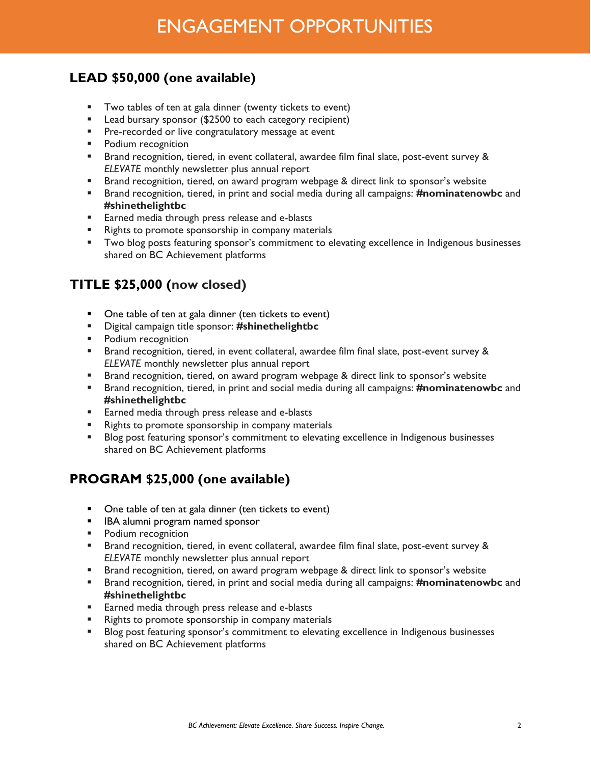# ENGAGEMENT OPPORTUNITIES

## LEAD $50,000 (one available)

- Two tables of ten at gala dinner (twenty tickets to event)
- Lead bursary sponsor ($2500 to each category recipient)
- Pre-recorded or live congratulatory message at event
- Podium recognition
- Brand recognition, tiered, in event collateral, awardee film final slate, post-event survey & *ELEVATE* monthly newsletter plus annual report
- Brand recognition, tiered, on award program webpage & direct link to sponsor's website
- Brand recognition, tiered, in print and social media during all campaigns: **#nominatenowbc** and **#shinethelightbc**
- Earned media through press release and e-blasts
- Rights to promote sponsorship in company materials
- Two blog posts featuring sponsor's commitment to elevating excellence in Indigenous businesses shared on BC Achievement platforms

## TITLE $25,000 (now closed)

- One table of ten at gala dinner (ten tickets to event)
- Digital campaign title sponsor: **#shinethelightbc**
- Podium recognition
- Brand recognition, tiered, in event collateral, awardee film final slate, post-event survey & *ELEVATE* monthly newsletter plus annual report
- Brand recognition, tiered, on award program webpage & direct link to sponsor's website
- Brand recognition, tiered, in print and social media during all campaigns: **#nominatenowbc** and **#shinethelightbc**
- Earned media through press release and e-blasts
- Rights to promote sponsorship in company materials
- Blog post featuring sponsor's commitment to elevating excellence in Indigenous businesses shared on BC Achievement platforms

## PROGRAM $25,000 (one available)

- One table of ten at gala dinner (ten tickets to event)
- IBA alumni program named sponsor
- Podium recognition
- Brand recognition, tiered, in event collateral, awardee film final slate, post-event survey & *ELEVATE* monthly newsletter plus annual report
- Brand recognition, tiered, on award program webpage & direct link to sponsor's website
- Brand recognition, tiered, in print and social media during all campaigns: **#nominatenowbc** and **#shinethelightbc**
- Earned media through press release and e-blasts
- Rights to promote sponsorship in company materials
- Blog post featuring sponsor's commitment to elevating excellence in Indigenous businesses shared on BC Achievement platforms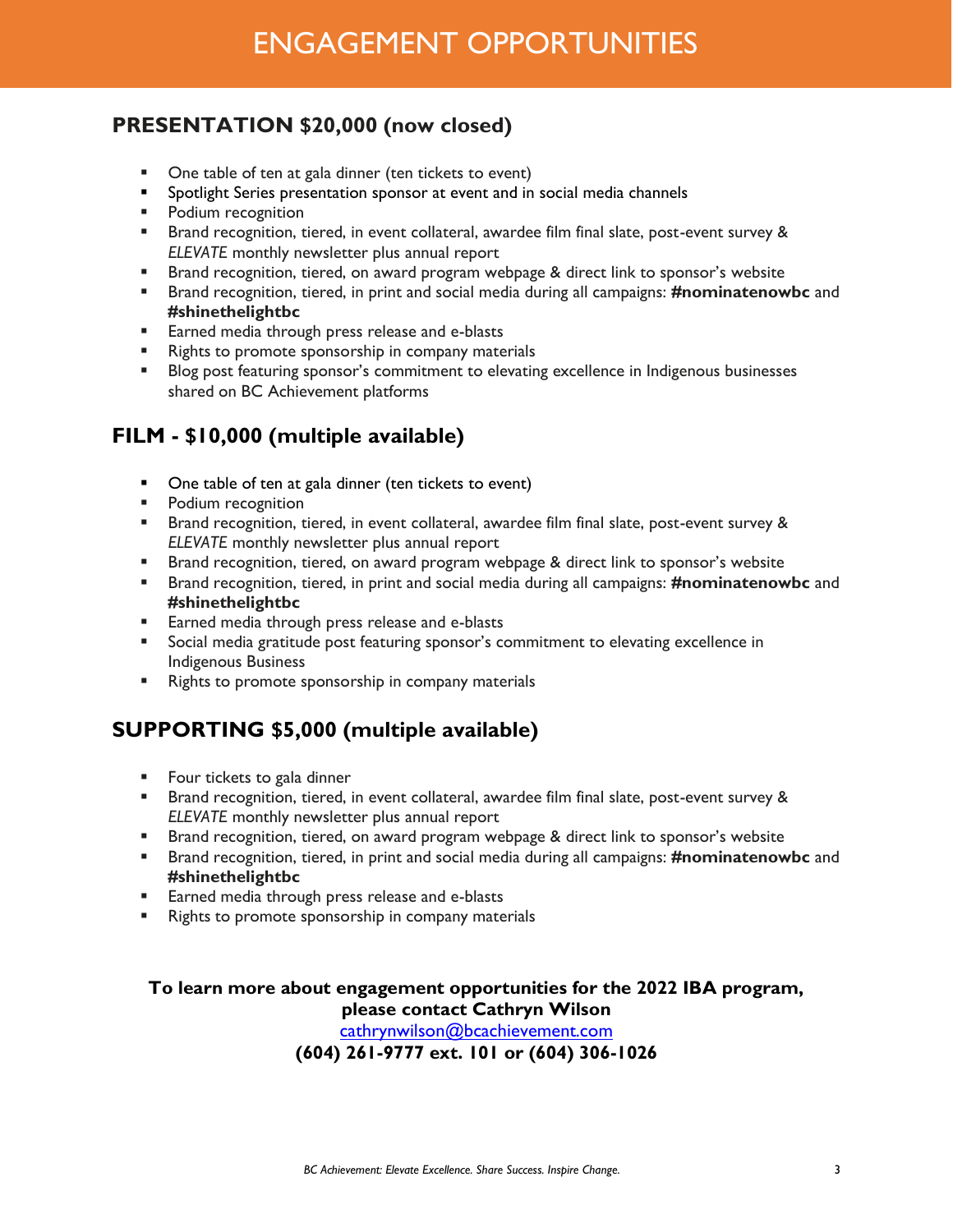# ENGAGEMENT OPPORTUNITIES

## PRESENTATION $20,000 (now closed)

- One table of ten at gala dinner (ten tickets to event)
- Spotlight Series presentation sponsor at event and in social media channels
- Podium recognition
- Brand recognition, tiered, in event collateral, awardee film final slate, post-event survey & *ELEVATE* monthly newsletter plus annual report
- Brand recognition, tiered, on award program webpage & direct link to sponsor's website
- Brand recognition, tiered, in print and social media during all campaigns: **#nominatenowbc** and **#shinethelightbc**
- Earned media through press release and e-blasts
- Rights to promote sponsorship in company materials
- Blog post featuring sponsor's commitment to elevating excellence in Indigenous businesses shared on BC Achievement platforms

## FILM - $10,000 (multiple available)

- One table of ten at gala dinner (ten tickets to event)
- Podium recognition
- Brand recognition, tiered, in event collateral, awardee film final slate, post-event survey & *ELEVATE* monthly newsletter plus annual report
- Brand recognition, tiered, on award program webpage & direct link to sponsor's website
- Brand recognition, tiered, in print and social media during all campaigns: **#nominatenowbc** and **#shinethelightbc**
- Earned media through press release and e-blasts
- Social media gratitude post featuring sponsor's commitment to elevating excellence in Indigenous Business
- Rights to promote sponsorship in company materials

## SUPPORTING $5,000 (multiple available)

- Four tickets to gala dinner
- Brand recognition, tiered, in event collateral, awardee film final slate, post-event survey & *ELEVATE* monthly newsletter plus annual report
- Brand recognition, tiered, on award program webpage & direct link to sponsor's website
- Brand recognition, tiered, in print and social media during all campaigns: **#nominatenowbc** and **#shinethelightbc**
- Earned media through press release and e-blasts
- Rights to promote sponsorship in company materials

**To learn more about engagement opportunities for the 2022 IBA program, please contact Cathryn Wilson**

cathrynwilson@bcachievement.com

**(604) 261-9777 ext. 101 or (604) 306-1026**

*BC Achievement: Elevate Excellence. Share Success. Inspire Change.*